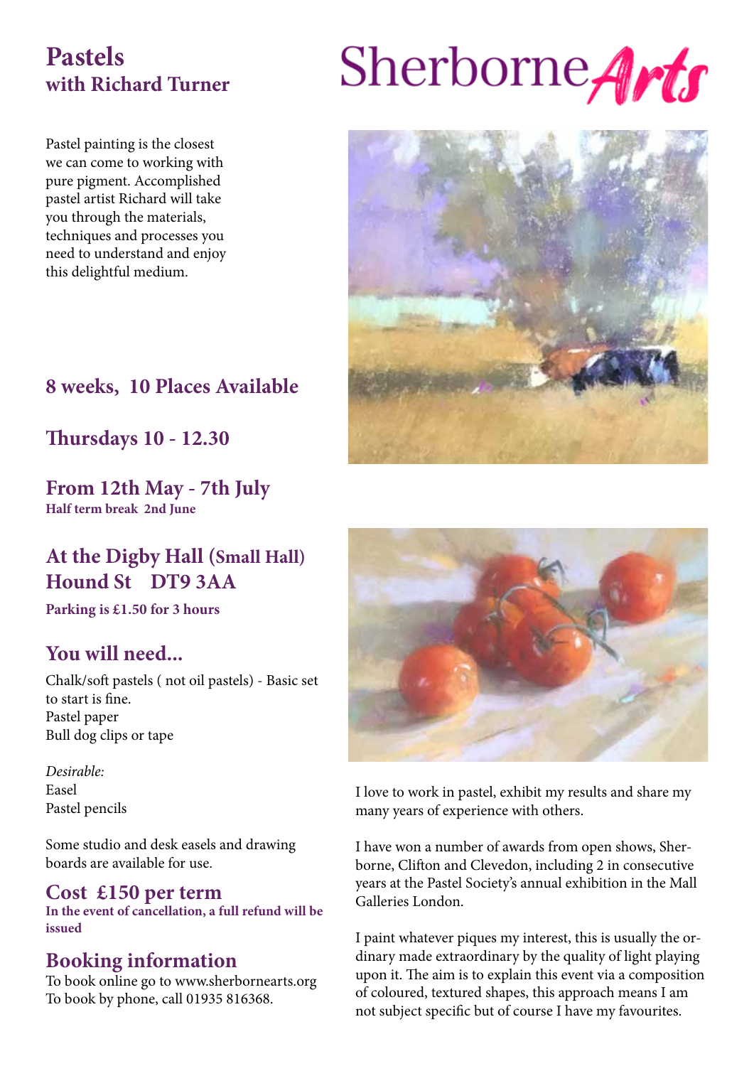# Pastels
## with Richard Turner

Sherborne Arts

Pastel painting is the closest we can come to working with pure pigment. Accomplished pastel artist Richard will take you through the materials, techniques and processes you need to understand and enjoy this delightful medium.

### 8 weeks, 10 Places Available

### Thursdays 10 - 12.30

### From 12th May - 7th July
**Half term break 2nd June**

### At the Digby Hall (Small Hall) Hound St DT9 3AA
**Parking is £1.50 for 3 hours**

### You will need...

Chalk/soft pastels ( not oil pastels) - Basic set to start is fine.
Pastel paper
Bull dog clips or tape

*Desirable:*
Easel
Pastel pencils

Some studio and desk easels and drawing boards are available for use.

### Cost £150 per term
**In the event of cancellation, a full refund will be issued**

### Booking information
To book online go to www.sherbornearts.org
To book by phone, call 01935 816368.

I love to work in pastel, exhibit my results and share my many years of experience with others.

I have won a number of awards from open shows, Sherborne, Clifton and Clevedon, including 2 in consecutive years at the Pastel Society's annual exhibition in the Mall Galleries London.

I paint whatever piques my interest, this is usually the ordinary made extraordinary by the quality of light playing upon it. The aim is to explain this event via a composition of coloured, textured shapes, this approach means I am not subject specific but of course I have my favourites.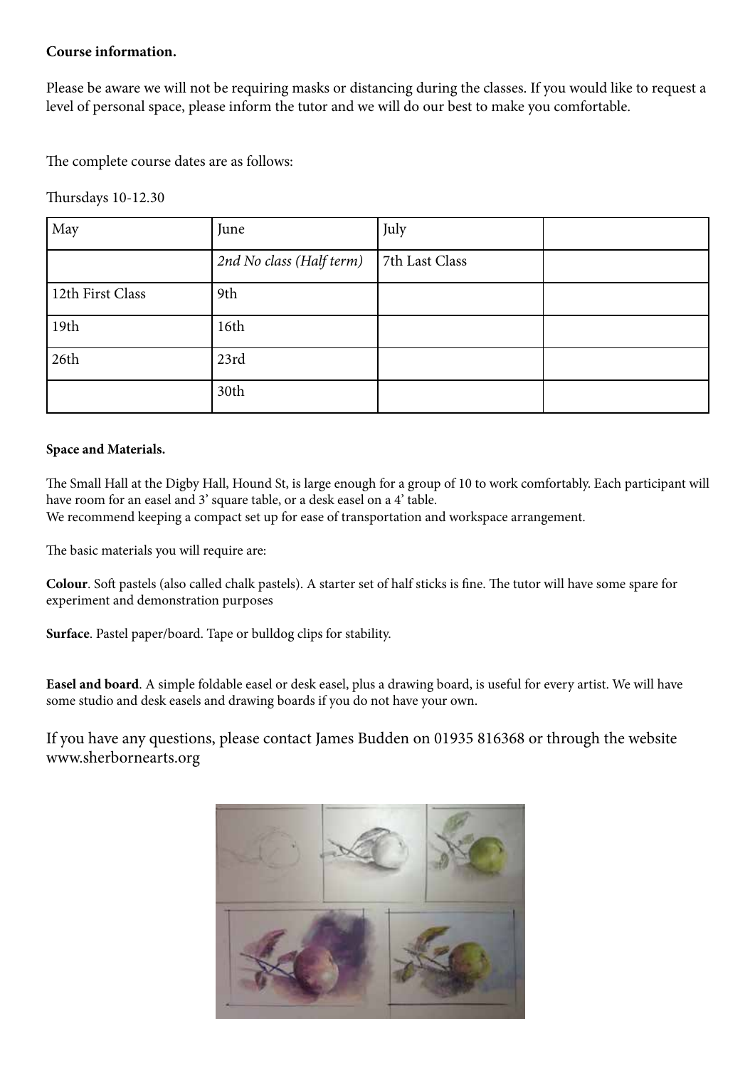**Course information.**

Please be aware we will not be requiring masks or distancing during the classes. If you would like to request a level of personal space, please inform the tutor and we will do our best to make you comfortable.

The complete course dates are as follows:

Thursdays 10-12.30

| May | June | July | |
|---|---|---|---|
| | *2nd No class (Half term)* | 7th Last Class | |
| 12th First Class | 9th | | |
| 19th | 16th | | |
| 26th | 23rd | | |
| | 30th | | |

**Space and Materials.**

The Small Hall at the Digby Hall, Hound St, is large enough for a group of 10 to work comfortably. Each participant will have room for an easel and 3' square table, or a desk easel on a 4' table.
We recommend keeping a compact set up for ease of transportation and workspace arrangement.

The basic materials you will require are:

**Colour**. Soft pastels (also called chalk pastels). A starter set of half sticks is fine. The tutor will have some spare for experiment and demonstration purposes

**Surface**. Pastel paper/board. Tape or bulldog clips for stability.

**Easel and board**. A simple foldable easel or desk easel, plus a drawing board, is useful for every artist. We will have some studio and desk easels and drawing boards if you do not have your own.

If you have any questions, please contact James Budden on 01935 816368 or through the website www.sherbornearts.org